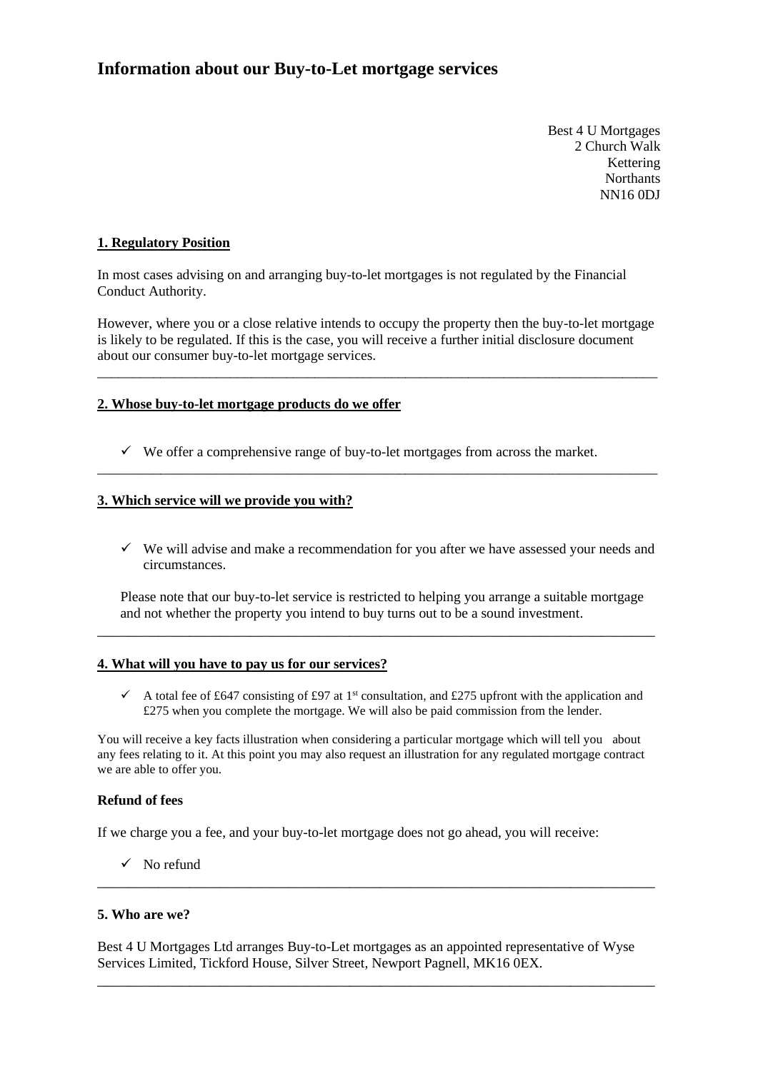# Information about our Buy-to-Let mortgage services

Best 4 U Mortgages
2 Church Walk
Kettering
Northants
NN16 0DJ

**1. Regulatory Position**

In most cases advising on and arranging buy-to-let mortgages is not regulated by the Financial Conduct Authority.

However, where you or a close relative intends to occupy the property then the buy-to-let mortgage is likely to be regulated. If this is the case, you will receive a further initial disclosure document about our consumer buy-to-let mortgage services.

---

**2. Whose buy-to-let mortgage products do we offer**

- ✓ We offer a comprehensive range of buy-to-let mortgages from across the market.

---

**3. Which service will we provide you with?**

- ✓ We will advise and make a recommendation for you after we have assessed your needs and circumstances.

Please note that our buy-to-let service is restricted to helping you arrange a suitable mortgage and not whether the property you intend to buy turns out to be a sound investment.

---

**4. What will you have to pay us for our services?**

- ✓ A total fee of £647 consisting of £97 at 1st consultation, and £275 upfront with the application and £275 when you complete the mortgage. We will also be paid commission from the lender.

You will receive a key facts illustration when considering a particular mortgage which will tell you about any fees relating to it. At this point you may also request an illustration for any regulated mortgage contract we are able to offer you.

**Refund of fees**

If we charge you a fee, and your buy-to-let mortgage does not go ahead, you will receive:

- ✓ No refund

---

**5. Who are we?**

Best 4 U Mortgages Ltd arranges Buy-to-Let mortgages as an appointed representative of Wyse Services Limited, Tickford House, Silver Street, Newport Pagnell, MK16 0EX.

---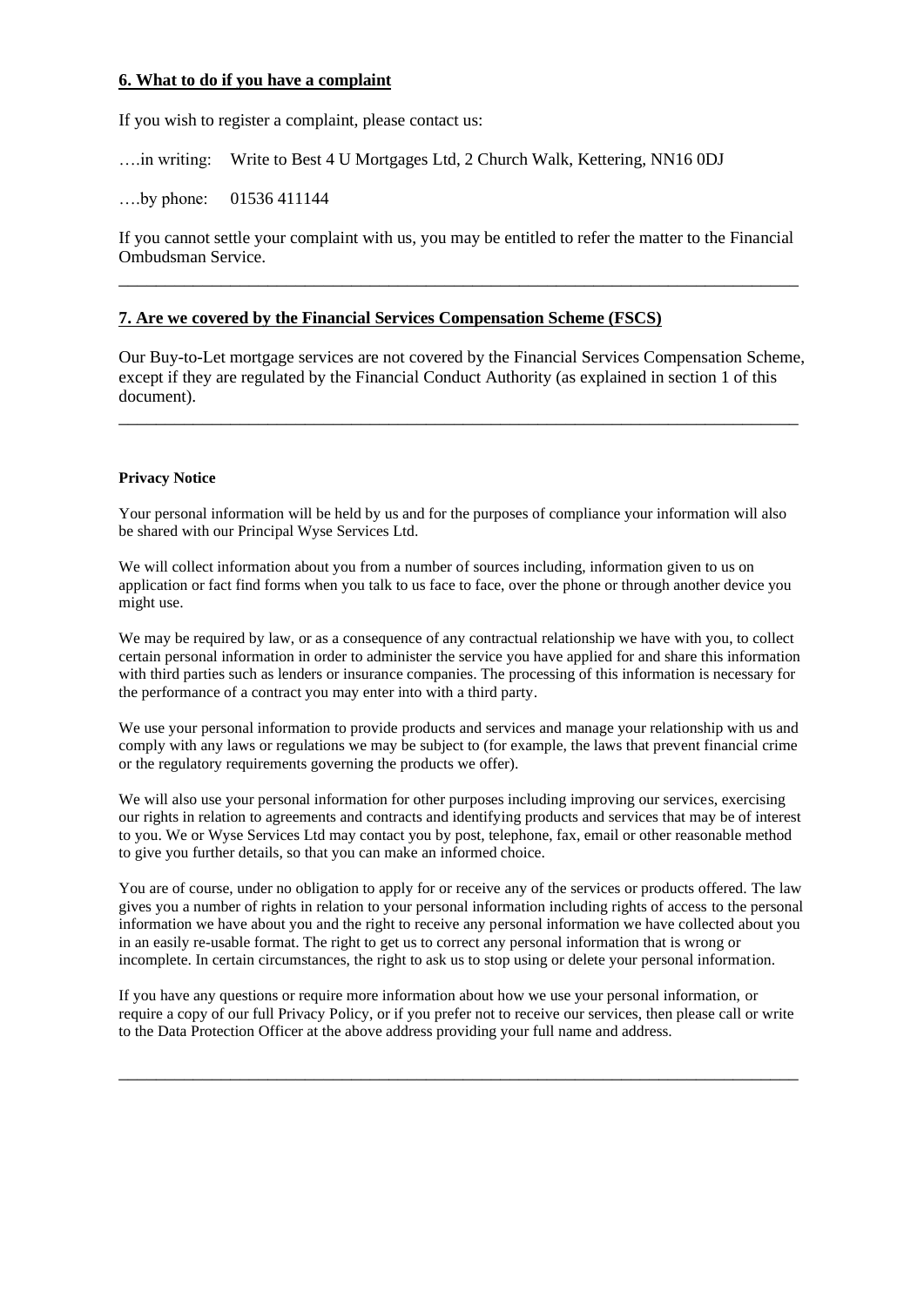## 6. What to do if you have a complaint

If you wish to register a complaint, please contact us:

….in writing: Write to Best 4 U Mortgages Ltd, 2 Church Walk, Kettering, NN16 0DJ

….by phone: 01536 411144

If you cannot settle your complaint with us, you may be entitled to refer the matter to the Financial Ombudsman Service.

---

## 7. Are we covered by the Financial Services Compensation Scheme (FSCS)

Our Buy-to-Let mortgage services are not covered by the Financial Services Compensation Scheme, except if they are regulated by the Financial Conduct Authority (as explained in section 1 of this document).

---

**Privacy Notice**

Your personal information will be held by us and for the purposes of compliance your information will also be shared with our Principal Wyse Services Ltd.

We will collect information about you from a number of sources including, information given to us on application or fact find forms when you talk to us face to face, over the phone or through another device you might use.

We may be required by law, or as a consequence of any contractual relationship we have with you, to collect certain personal information in order to administer the service you have applied for and share this information with third parties such as lenders or insurance companies. The processing of this information is necessary for the performance of a contract you may enter into with a third party.

We use your personal information to provide products and services and manage your relationship with us and comply with any laws or regulations we may be subject to (for example, the laws that prevent financial crime or the regulatory requirements governing the products we offer).

We will also use your personal information for other purposes including improving our services, exercising our rights in relation to agreements and contracts and identifying products and services that may be of interest to you. We or Wyse Services Ltd may contact you by post, telephone, fax, email or other reasonable method to give you further details, so that you can make an informed choice.

You are of course, under no obligation to apply for or receive any of the services or products offered. The law gives you a number of rights in relation to your personal information including rights of access to the personal information we have about you and the right to receive any personal information we have collected about you in an easily re-usable format. The right to get us to correct any personal information that is wrong or incomplete. In certain circumstances, the right to ask us to stop using or delete your personal information.

If you have any questions or require more information about how we use your personal information, or require a copy of our full Privacy Policy, or if you prefer not to receive our services, then please call or write to the Data Protection Officer at the above address providing your full name and address.

---